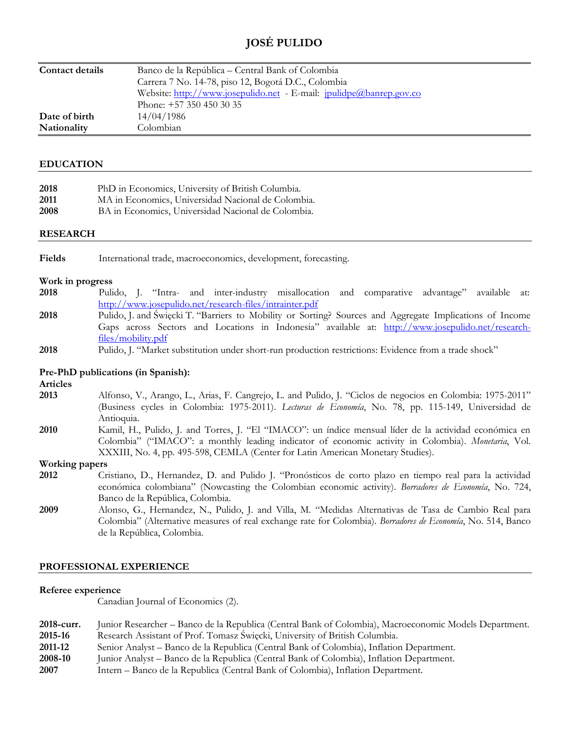# JOSÉ PULIDO

| | |
|---|---|
| **Contact details** | Banco de la República – Central Bank of Colombia |
| | Carrera 7 No. 14-78, piso 12, Bogotá D.C., Colombia |
| | Website: http://www.josepulido.net - E-mail: jpulidpe@banrep.gov.co |
| | Phone: +57 350 450 30 35 |
| **Date of birth** | 14/04/1986 |
| **Nationality** | Colombian |

## EDUCATION

**2018** PhD in Economics, University of British Columbia.
**2011** MA in Economics, Universidad Nacional de Colombia.
**2008** BA in Economics, Universidad Nacional de Colombia.

## RESEARCH

**Fields** International trade, macroeconomics, development, forecasting.

### Work in progress

**2018** Pulido, J. "Intra- and inter-industry misallocation and comparative advantage" available at: http://www.josepulido.net/research-files/intrainter.pdf

**2018** Pulido, J. and Święcki T. "Barriers to Mobility or Sorting? Sources and Aggregate Implications of Income Gaps across Sectors and Locations in Indonesia" available at: http://www.josepulido.net/research-files/mobility.pdf

**2018** Pulido, J. "Market substitution under short-run production restrictions: Evidence from a trade shock"

### Pre-PhD publications (in Spanish):

**Articles**

**2013** Alfonso, V., Arango, L., Arias, F. Cangrejo, L. and Pulido, J. "Ciclos de negocios en Colombia: 1975-2011" (Business cycles in Colombia: 1975-2011). *Lecturas de Economía*, No. 78, pp. 115-149, Universidad de Antioquia.

**2010** Kamil, H., Pulido, J. and Torres, J. "El "IMACO": un índice mensual líder de la actividad económica en Colombia" ("IMACO": a monthly leading indicator of economic activity in Colombia). *Monetaria*, Vol. XXXIII, No. 4, pp. 495-598, CEMLA (Center for Latin American Monetary Studies).

**Working papers**

**2012** Cristiano, D., Hernandez, D. and Pulido J. "Pronósticos de corto plazo en tiempo real para la actividad económica colombiana" (Nowcasting the Colombian economic activity). *Borradores de Economía*, No. 724, Banco de la República, Colombia.

**2009** Alonso, G., Hernandez, N., Pulido, J. and Villa, M. "Medidas Alternativas de Tasa de Cambio Real para Colombia" (Alternative measures of real exchange rate for Colombia). *Borradores de Economía*, No. 514, Banco de la República, Colombia.

## PROFESSIONAL EXPERIENCE

### Referee experience

Canadian Journal of Economics (2).

**2018-curr.** Junior Researcher – Banco de la Republica (Central Bank of Colombia), Macroeconomic Models Department.
**2015-16** Research Assistant of Prof. Tomasz Święcki, University of British Columbia.
**2011-12** Senior Analyst – Banco de la Republica (Central Bank of Colombia), Inflation Department.
**2008-10** Junior Analyst – Banco de la Republica (Central Bank of Colombia), Inflation Department.
**2007** Intern – Banco de la Republica (Central Bank of Colombia), Inflation Department.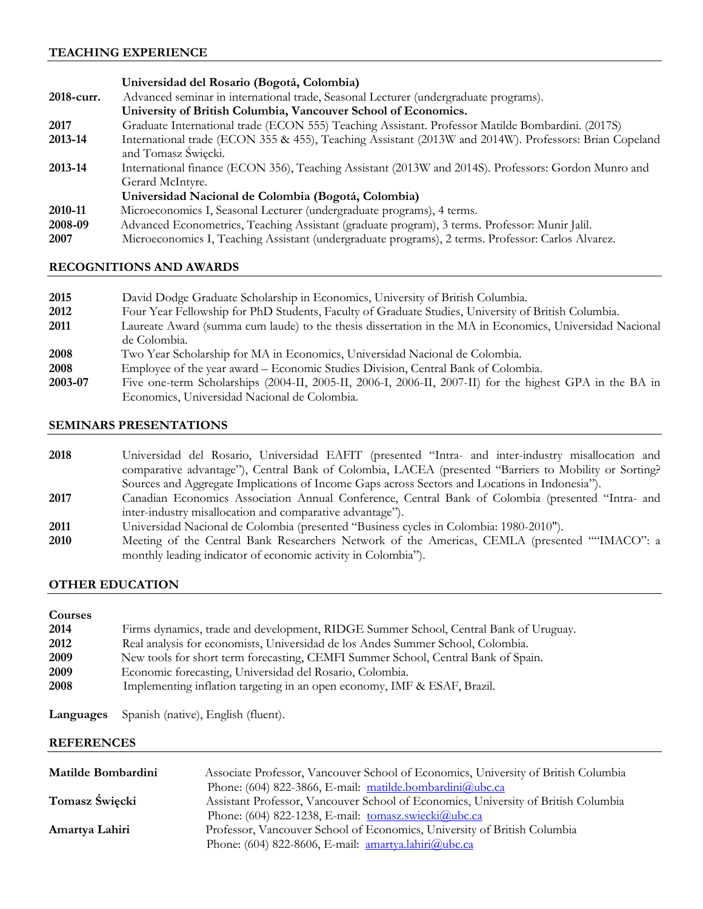## TEACHING EXPERIENCE

| | |
|---|---|
| | **Universidad del Rosario (Bogotá, Colombia)** |
| **2018-curr.** | Advanced seminar in international trade, Seasonal Lecturer (undergraduate programs). |
| | **University of British Columbia, Vancouver School of Economics.** |
| **2017** | Graduate International trade (ECON 555) Teaching Assistant. Professor Matilde Bombardini. (2017S) |
| **2013-14** | International trade (ECON 355 & 455), Teaching Assistant (2013W and 2014W). Professors: Brian Copeland and Tomasz Święcki. |
| **2013-14** | International finance (ECON 356), Teaching Assistant (2013W and 2014S). Professors: Gordon Munro and Gerard McIntyre. |
| | **Universidad Nacional de Colombia (Bogotá, Colombia)** |
| **2010-11** | Microeconomics I, Seasonal Lecturer (undergraduate programs), 4 terms. |
| **2008-09** | Advanced Econometrics, Teaching Assistant (graduate program), 3 terms. Professor: Munir Jalil. |
| **2007** | Microeconomics I, Teaching Assistant (undergraduate programs), 2 terms. Professor: Carlos Alvarez. |

## RECOGNITIONS AND AWARDS

| | |
|---|---|
| **2015** | David Dodge Graduate Scholarship in Economics, University of British Columbia. |
| **2012** | Four Year Fellowship for PhD Students, Faculty of Graduate Studies, University of British Columbia. |
| **2011** | Laureate Award (summa cum laude) to the thesis dissertation in the MA in Economics, Universidad Nacional de Colombia. |
| **2008** | Two Year Scholarship for MA in Economics, Universidad Nacional de Colombia. |
| **2008** | Employee of the year award – Economic Studies Division, Central Bank of Colombia. |
| **2003-07** | Five one-term Scholarships (2004-II, 2005-II, 2006-I, 2006-II, 2007-II) for the highest GPA in the BA in Economics, Universidad Nacional de Colombia. |

## SEMINARS PRESENTATIONS

| | |
|---|---|
| **2018** | Universidad del Rosario, Universidad EAFIT (presented "Intra- and inter-industry misallocation and comparative advantage"), Central Bank of Colombia, LACEA (presented "Barriers to Mobility or Sorting? Sources and Aggregate Implications of Income Gaps across Sectors and Locations in Indonesia"). |
| **2017** | Canadian Economics Association Annual Conference, Central Bank of Colombia (presented "Intra- and inter-industry misallocation and comparative advantage"). |
| **2011** | Universidad Nacional de Colombia (presented "Business cycles in Colombia: 1980-2010"). |
| **2010** | Meeting of the Central Bank Researchers Network of the Americas, CEMLA (presented ""IMACO": a monthly leading indicator of economic activity in Colombia"). |

## OTHER EDUCATION

**Courses**

| | |
|---|---|
| **2014** | Firms dynamics, trade and development, RIDGE Summer School, Central Bank of Uruguay. |
| **2012** | Real analysis for economists, Universidad de los Andes Summer School, Colombia. |
| **2009** | New tools for short term forecasting, CEMFI Summer School, Central Bank of Spain. |
| **2009** | Economic forecasting, Universidad del Rosario, Colombia. |
| **2008** | Implementing inflation targeting in an open economy, IMF & ESAF, Brazil. |

**Languages** Spanish (native), English (fluent).

## REFERENCES

| | |
|---|---|
| **Matilde Bombardini** | Associate Professor, Vancouver School of Economics, University of British Columbia<br>Phone: (604) 822-3866, E-mail: matilde.bombardini@ubc.ca |
| **Tomasz Święcki** | Assistant Professor, Vancouver School of Economics, University of British Columbia<br>Phone: (604) 822-1238, E-mail: tomasz.swiecki@ubc.ca |
| **Amartya Lahiri** | Professor, Vancouver School of Economics, University of British Columbia<br>Phone: (604) 822-8606, E-mail: amartya.lahiri@ubc.ca |